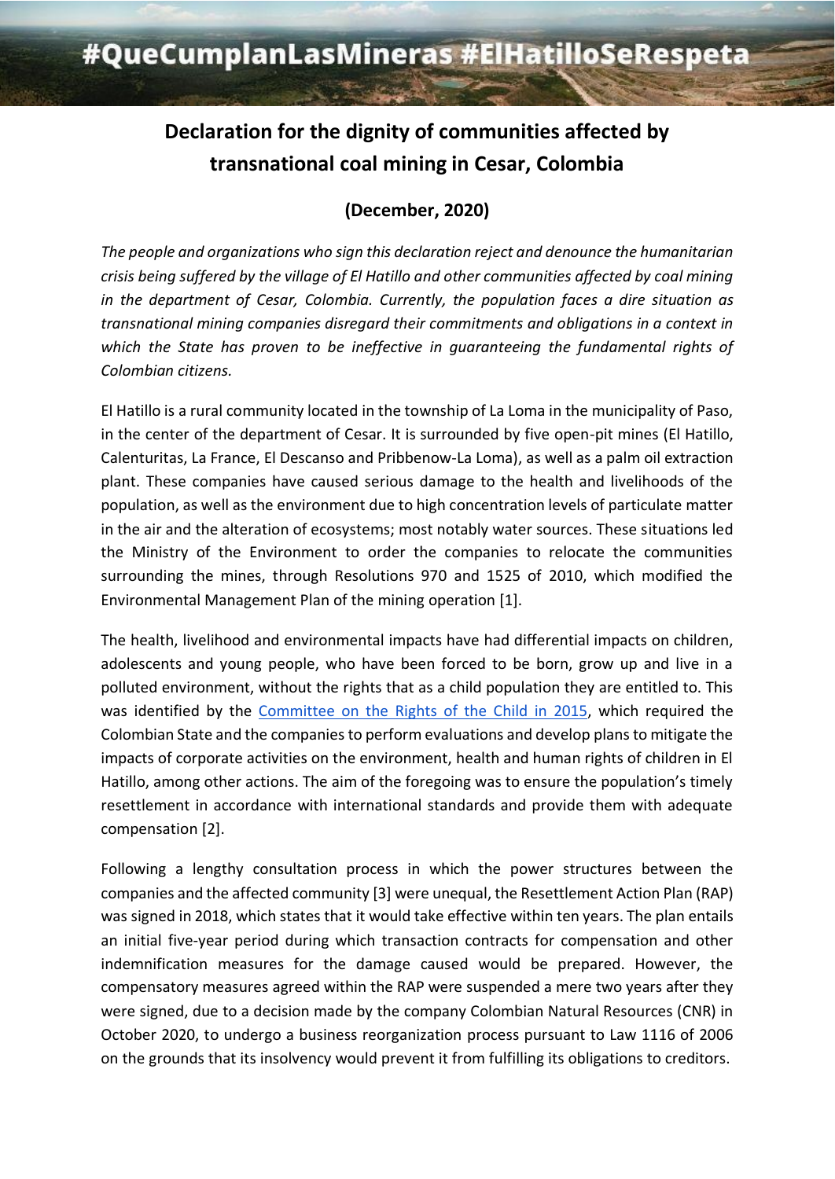#QueCumplanLasMineras #ElHatilloSeRespeta

# Declaration for the dignity of communities affected by transnational coal mining in Cesar, Colombia

## (December, 2020)

*The people and organizations who sign this declaration reject and denounce the humanitarian crisis being suffered by the village of El Hatillo and other communities affected by coal mining in the department of Cesar, Colombia. Currently, the population faces a dire situation as transnational mining companies disregard their commitments and obligations in a context in which the State has proven to be ineffective in guaranteeing the fundamental rights of Colombian citizens.*

El Hatillo is a rural community located in the township of La Loma in the municipality of Paso, in the center of the department of Cesar. It is surrounded by five open-pit mines (El Hatillo, Calenturitas, La France, El Descanso and Pribbenow-La Loma), as well as a palm oil extraction plant. These companies have caused serious damage to the health and livelihoods of the population, as well as the environment due to high concentration levels of particulate matter in the air and the alteration of ecosystems; most notably water sources. These situations led the Ministry of the Environment to order the companies to relocate the communities surrounding the mines, through Resolutions 970 and 1525 of 2010, which modified the Environmental Management Plan of the mining operation [1].

The health, livelihood and environmental impacts have had differential impacts on children, adolescents and young people, who have been forced to be born, grow up and live in a polluted environment, without the rights that as a child population they are entitled to. This was identified by the Committee on the Rights of the Child in 2015, which required the Colombian State and the companies to perform evaluations and develop plans to mitigate the impacts of corporate activities on the environment, health and human rights of children in El Hatillo, among other actions. The aim of the foregoing was to ensure the population's timely resettlement in accordance with international standards and provide them with adequate compensation [2].

Following a lengthy consultation process in which the power structures between the companies and the affected community [3] were unequal, the Resettlement Action Plan (RAP) was signed in 2018, which states that it would take effective within ten years. The plan entails an initial five-year period during which transaction contracts for compensation and other indemnification measures for the damage caused would be prepared. However, the compensatory measures agreed within the RAP were suspended a mere two years after they were signed, due to a decision made by the company Colombian Natural Resources (CNR) in October 2020, to undergo a business reorganization process pursuant to Law 1116 of 2006 on the grounds that its insolvency would prevent it from fulfilling its obligations to creditors.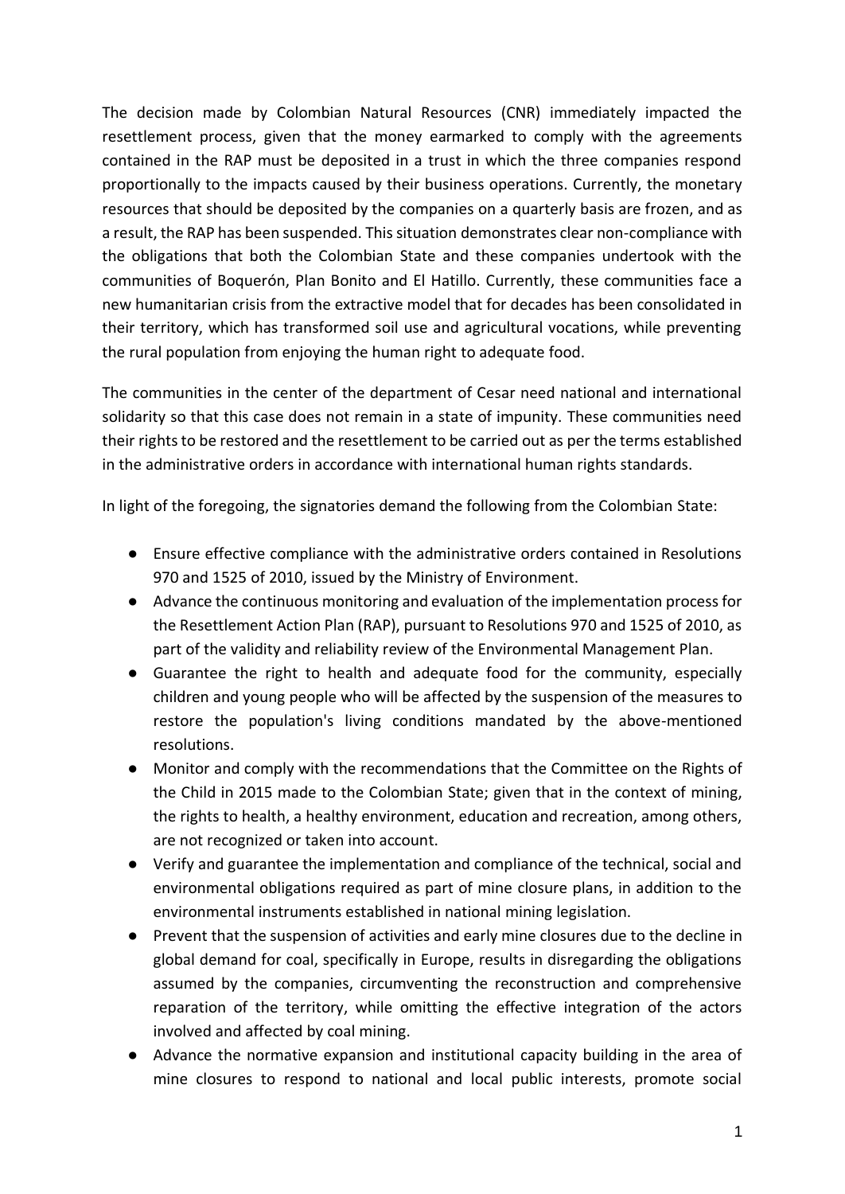The decision made by Colombian Natural Resources (CNR) immediately impacted the resettlement process, given that the money earmarked to comply with the agreements contained in the RAP must be deposited in a trust in which the three companies respond proportionally to the impacts caused by their business operations. Currently, the monetary resources that should be deposited by the companies on a quarterly basis are frozen, and as a result, the RAP has been suspended. This situation demonstrates clear non-compliance with the obligations that both the Colombian State and these companies undertook with the communities of Boquerón, Plan Bonito and El Hatillo. Currently, these communities face a new humanitarian crisis from the extractive model that for decades has been consolidated in their territory, which has transformed soil use and agricultural vocations, while preventing the rural population from enjoying the human right to adequate food.

The communities in the center of the department of Cesar need national and international solidarity so that this case does not remain in a state of impunity. These communities need their rights to be restored and the resettlement to be carried out as per the terms established in the administrative orders in accordance with international human rights standards.

In light of the foregoing, the signatories demand the following from the Colombian State:

- Ensure effective compliance with the administrative orders contained in Resolutions 970 and 1525 of 2010, issued by the Ministry of Environment.
- Advance the continuous monitoring and evaluation of the implementation process for the Resettlement Action Plan (RAP), pursuant to Resolutions 970 and 1525 of 2010, as part of the validity and reliability review of the Environmental Management Plan.
- Guarantee the right to health and adequate food for the community, especially children and young people who will be affected by the suspension of the measures to restore the population's living conditions mandated by the above-mentioned resolutions.
- Monitor and comply with the recommendations that the Committee on the Rights of the Child in 2015 made to the Colombian State; given that in the context of mining, the rights to health, a healthy environment, education and recreation, among others, are not recognized or taken into account.
- Verify and guarantee the implementation and compliance of the technical, social and environmental obligations required as part of mine closure plans, in addition to the environmental instruments established in national mining legislation.
- Prevent that the suspension of activities and early mine closures due to the decline in global demand for coal, specifically in Europe, results in disregarding the obligations assumed by the companies, circumventing the reconstruction and comprehensive reparation of the territory, while omitting the effective integration of the actors involved and affected by coal mining.
- Advance the normative expansion and institutional capacity building in the area of mine closures to respond to national and local public interests, promote social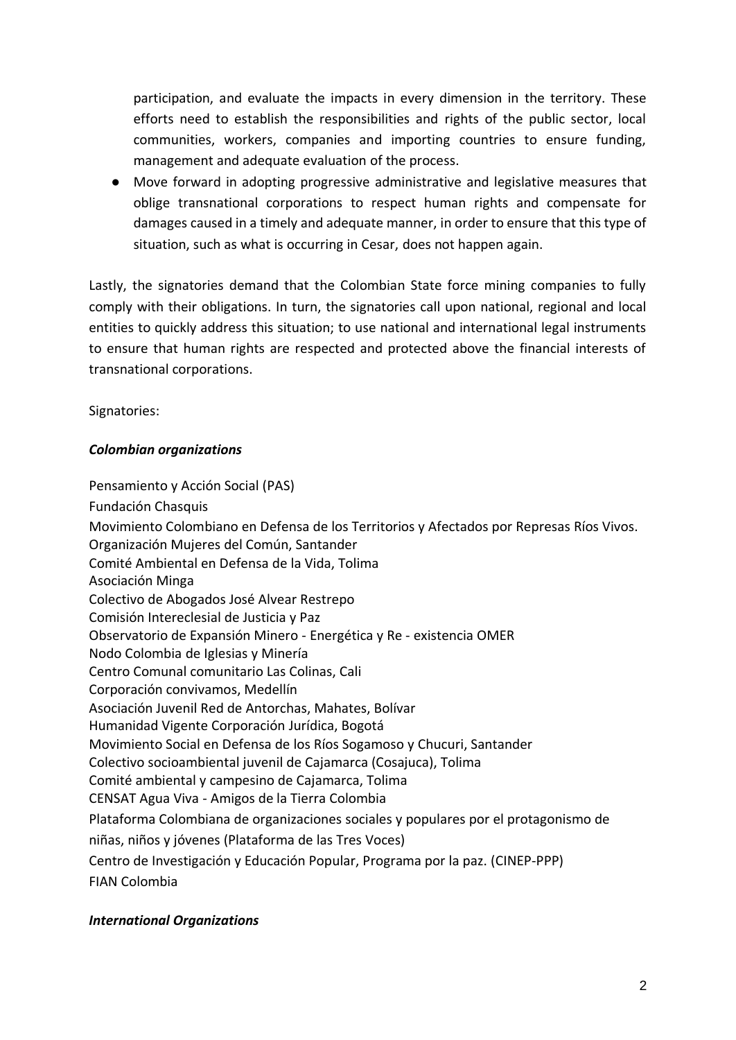participation, and evaluate the impacts in every dimension in the territory. These efforts need to establish the responsibilities and rights of the public sector, local communities, workers, companies and importing countries to ensure funding, management and adequate evaluation of the process.

- Move forward in adopting progressive administrative and legislative measures that oblige transnational corporations to respect human rights and compensate for damages caused in a timely and adequate manner, in order to ensure that this type of situation, such as what is occurring in Cesar, does not happen again.

Lastly, the signatories demand that the Colombian State force mining companies to fully comply with their obligations. In turn, the signatories call upon national, regional and local entities to quickly address this situation; to use national and international legal instruments to ensure that human rights are respected and protected above the financial interests of transnational corporations.

Signatories:

***Colombian organizations***

Pensamiento y Acción Social (PAS)
Fundación Chasquis
Movimiento Colombiano en Defensa de los Territorios y Afectados por Represas Ríos Vivos.
Organización Mujeres del Común, Santander
Comité Ambiental en Defensa de la Vida, Tolima
Asociación Minga
Colectivo de Abogados José Alvear Restrepo
Comisión Intereclesial de Justicia y Paz
Observatorio de Expansión Minero - Energética y Re - existencia OMER
Nodo Colombia de Iglesias y Minería
Centro Comunal comunitario Las Colinas, Cali
Corporación convivamos, Medellín
Asociación Juvenil Red de Antorchas, Mahates, Bolívar
Humanidad Vigente Corporación Jurídica, Bogotá
Movimiento Social en Defensa de los Ríos Sogamoso y Chucuri, Santander
Colectivo socioambiental juvenil de Cajamarca (Cosajuca), Tolima
Comité ambiental y campesino de Cajamarca, Tolima
CENSAT Agua Viva - Amigos de la Tierra Colombia
Plataforma Colombiana de organizaciones sociales y populares por el protagonismo de niñas, niños y jóvenes (Plataforma de las Tres Voces)
Centro de Investigación y Educación Popular, Programa por la paz. (CINEP-PPP)
FIAN Colombia

***International Organizations***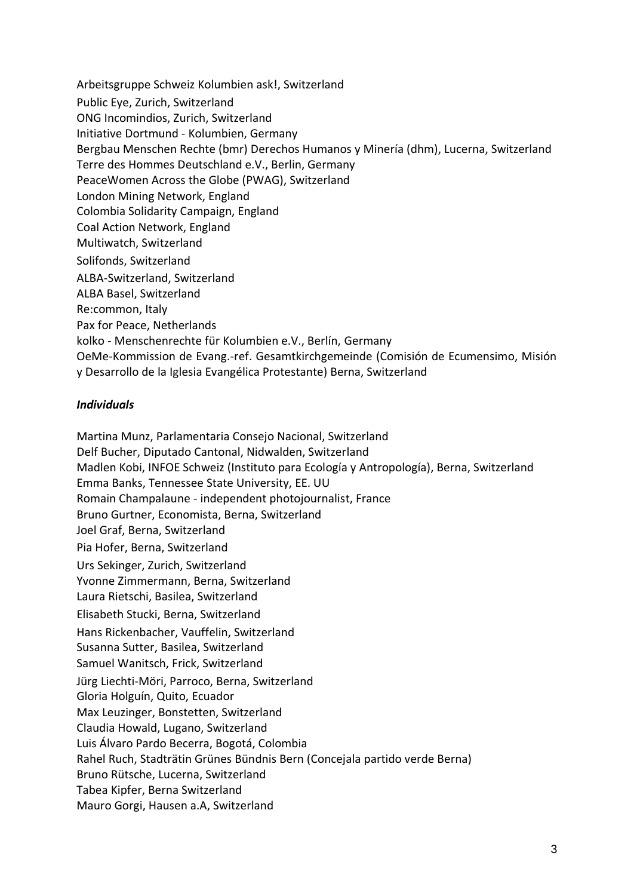Arbeitsgruppe Schweiz Kolumbien ask!, Switzerland
Public Eye, Zurich, Switzerland
ONG Incomindios, Zurich, Switzerland
Initiative Dortmund - Kolumbien, Germany
Bergbau Menschen Rechte (bmr) Derechos Humanos y Minería (dhm), Lucerna, Switzerland
Terre des Hommes Deutschland e.V., Berlin, Germany
PeaceWomen Across the Globe (PWAG), Switzerland
London Mining Network, England
Colombia Solidarity Campaign, England
Coal Action Network, England
Multiwatch, Switzerland
Solifonds, Switzerland
ALBA-Switzerland, Switzerland
ALBA Basel, Switzerland
Re:common, Italy
Pax for Peace, Netherlands
kolko - Menschenrechte für Kolumbien e.V., Berlín, Germany
OeMe-Kommission de Evang.-ref. Gesamtkirchgemeinde (Comisión de Ecumensimo, Misión y Desarrollo de la Iglesia Evangélica Protestante) Berna, Switzerland

***Individuals***

Martina Munz, Parlamentaria Consejo Nacional, Switzerland
Delf Bucher, Diputado Cantonal, Nidwalden, Switzerland
Madlen Kobi, INFOE Schweiz (Instituto para Ecología y Antropología), Berna, Switzerland
Emma Banks, Tennessee State University, EE. UU
Romain Champalaune - independent photojournalist, France
Bruno Gurtner, Economista, Berna, Switzerland
Joel Graf, Berna, Switzerland
Pia Hofer, Berna, Switzerland
Urs Sekinger, Zurich, Switzerland
Yvonne Zimmermann, Berna, Switzerland
Laura Rietschi, Basilea, Switzerland
Elisabeth Stucki, Berna, Switzerland
Hans Rickenbacher, Vauffelin, Switzerland
Susanna Sutter, Basilea, Switzerland
Samuel Wanitsch, Frick, Switzerland
Jürg Liechti-Möri, Parroco, Berna, Switzerland
Gloria Holguín, Quito, Ecuador
Max Leuzinger, Bonstetten, Switzerland
Claudia Howald, Lugano, Switzerland
Luis Álvaro Pardo Becerra, Bogotá, Colombia
Rahel Ruch, Stadträtin Grünes Bündnis Bern (Concejala partido verde Berna)
Bruno Rütsche, Lucerna, Switzerland
Tabea Kipfer, Berna Switzerland
Mauro Gorgi, Hausen a.A, Switzerland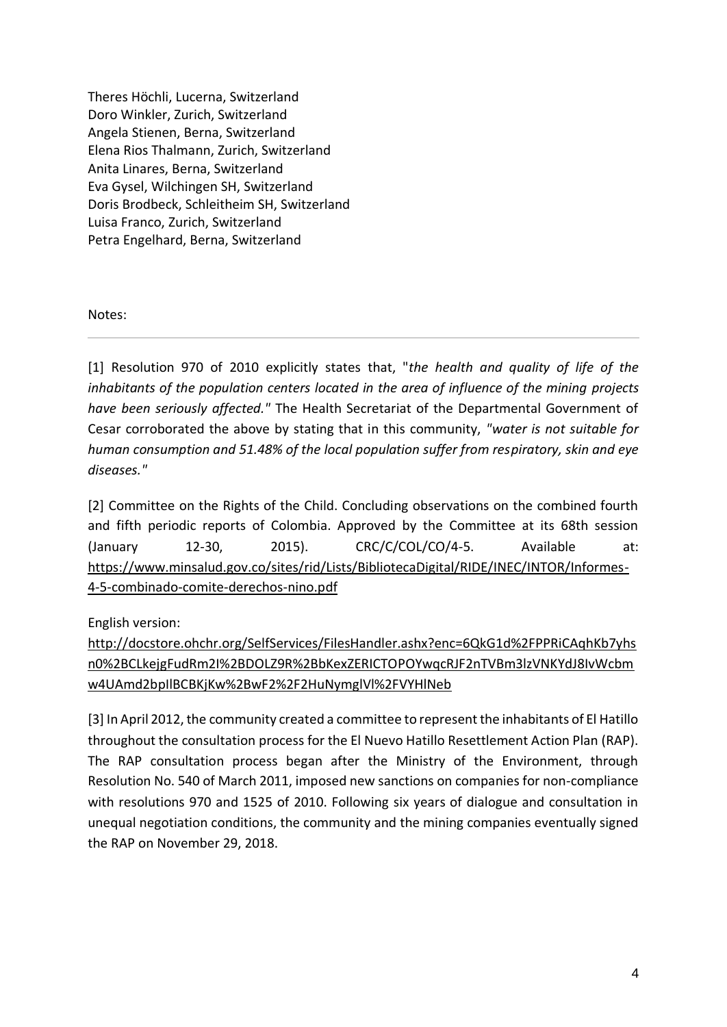Theres Höchli, Lucerna, Switzerland
Doro Winkler, Zurich, Switzerland
Angela Stienen, Berna, Switzerland
Elena Rios Thalmann, Zurich, Switzerland
Anita Linares, Berna, Switzerland
Eva Gysel, Wilchingen SH, Switzerland
Doris Brodbeck, Schleitheim SH, Switzerland
Luisa Franco, Zurich, Switzerland
Petra Engelhard, Berna, Switzerland

Notes:

---

[1] Resolution 970 of 2010 explicitly states that, "*the health and quality of life of the inhabitants of the population centers located in the area of influence of the mining projects have been seriously affected.*" The Health Secretariat of the Departmental Government of Cesar corroborated the above by stating that in this community, *"water is not suitable for human consumption and 51.48% of the local population suffer from respiratory, skin and eye diseases."*

[2] Committee on the Rights of the Child. Concluding observations on the combined fourth and fifth periodic reports of Colombia. Approved by the Committee at its 68th session (January 12-30, 2015). CRC/C/COL/CO/4-5. Available at: https://www.minsalud.gov.co/sites/rid/Lists/BibliotecaDigital/RIDE/INEC/INTOR/Informes-4-5-combinado-comite-derechos-nino.pdf

English version:
http://docstore.ohchr.org/SelfServices/FilesHandler.ashx?enc=6QkG1d%2FPPRiCAqhKb7yhsn0%2BCLkejgFudRm2I%2BDOLZ9R%2BbKexZERICTOPOYwqcRJF2nTVBm3lzVNKYdJ8IvWcbmw4UAmd2bpIlBCBKjKw%2BwF2%2F2HuNymglVl%2FVYHlNeb

[3] In April 2012, the community created a committee to represent the inhabitants of El Hatillo throughout the consultation process for the El Nuevo Hatillo Resettlement Action Plan (RAP). The RAP consultation process began after the Ministry of the Environment, through Resolution No. 540 of March 2011, imposed new sanctions on companies for non-compliance with resolutions 970 and 1525 of 2010. Following six years of dialogue and consultation in unequal negotiation conditions, the community and the mining companies eventually signed the RAP on November 29, 2018.